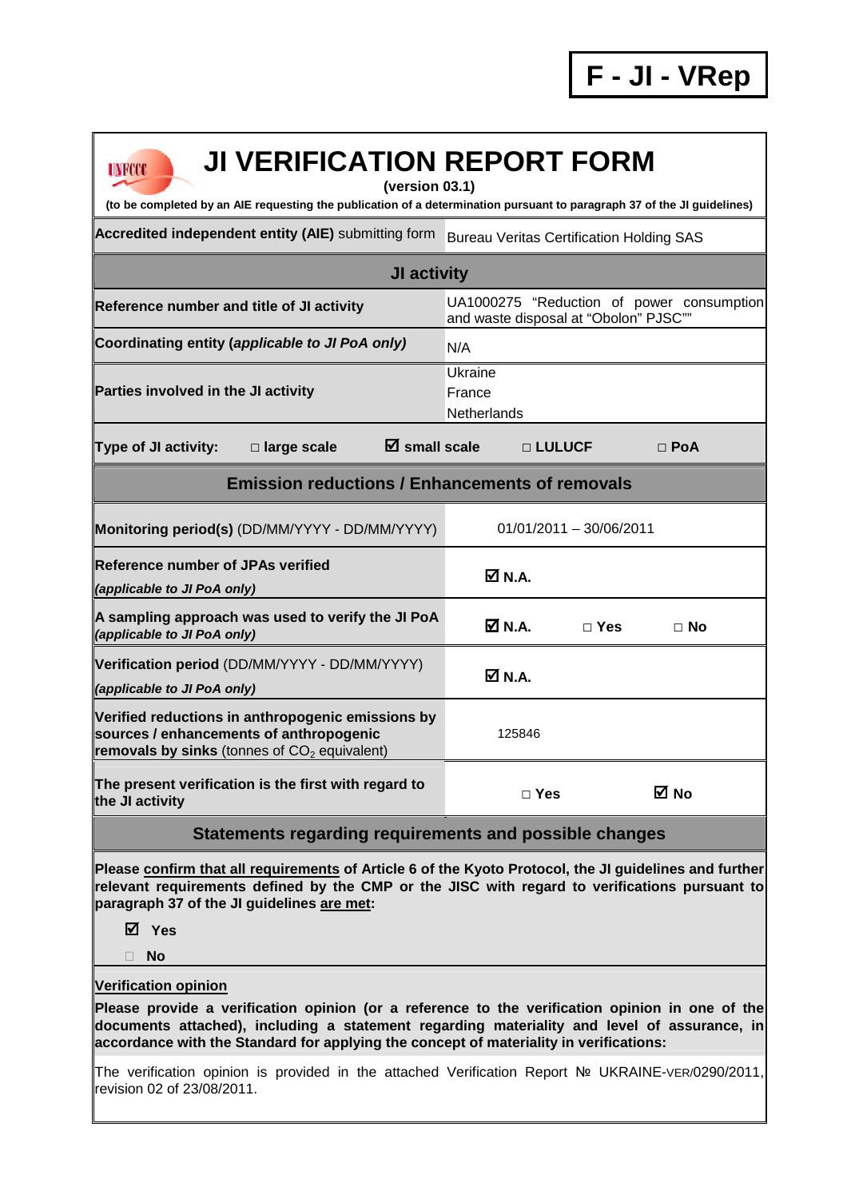**F - JI - VRep**

# JI VERIFICATION REPORT FORM

**(version 03.1)**

**(to be completed by an AIE requesting the publication of a determination pursuant to paragraph 37 of the JI guidelines)**

| **Accredited independent entity (AIE)** submitting form | Bureau Veritas Certification Holding SAS |
|---|---|
| **JI activity** | |
| **Reference number and title of JI activity** | UA1000275 "Reduction of power consumption and waste disposal at "Obolon" PJSC"" |
| **Coordinating entity (*applicable to JI PoA only*)** | N/A |
| **Parties involved in the JI activity** | Ukraine<br>France<br>Netherlands |
| **Type of JI activity:** □ **large scale** ☑ **small scale** □ **LULUCF** □ **PoA** | |
| **Emission reductions / Enhancements of removals** | |
| **Monitoring period(s)** (DD/MM/YYYY - DD/MM/YYYY) | 01/01/2011 – 30/06/2011 |
| **Reference number of JPAs verified** ***(applicable to JI PoA only)*** | ☑ **N.A.** |
| **A sampling approach was used to verify the JI PoA** ***(applicable to JI PoA only)*** | ☑ **N.A.** □ **Yes** □ **No** |
| **Verification period** (DD/MM/YYYY - DD/MM/YYYY) ***(applicable to JI PoA only)*** | ☑ **N.A.** |
| **Verified reductions in anthropogenic emissions by sources / enhancements of anthropogenic removals by sinks** (tonnes of $CO_2$ equivalent) | 125846 |
| **The present verification is the first with regard to the JI activity** | □ **Yes** ☑ **No** |

## Statements regarding requirements and possible changes

**Please confirm that all requirements of Article 6 of the Kyoto Protocol, the JI guidelines and further relevant requirements defined by the CMP or the JISC with regard to verifications pursuant to paragraph 37 of the JI guidelines are met:**

☑ **Yes**

□ **No**

**Verification opinion**

**Please provide a verification opinion (or a reference to the verification opinion in one of the documents attached), including a statement regarding materiality and level of assurance, in accordance with the Standard for applying the concept of materiality in verifications:**

The verification opinion is provided in the attached Verification Report № UKRAINE-VER/0290/2011, revision 02 of 23/08/2011.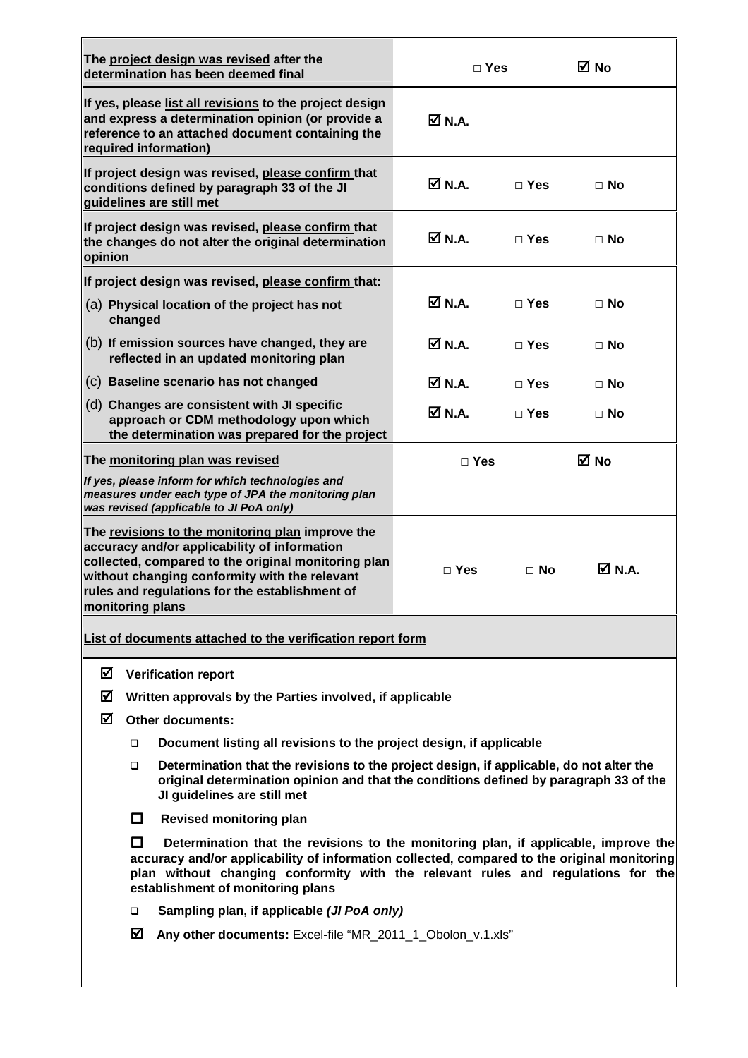| | | | |
|---|---|---|---|
| **The project design was revised after the determination has been deemed final** | □ **Yes** | | ☑ **No** |
| **If yes, please list all revisions to the project design and express a determination opinion (or provide a reference to an attached document containing the required information)** | ☑ **N.A.** | | |
| **If project design was revised, please confirm that conditions defined by paragraph 33 of the JI guidelines are still met** | ☑ **N.A.** | □ **Yes** | □ **No** |
| **If project design was revised, please confirm that the changes do not alter the original determination opinion** | ☑ **N.A.** | □ **Yes** | □ **No** |
| **If project design was revised, please confirm that:** | | | |
| (a) **Physical location of the project has not changed** | ☑ **N.A.** | □ **Yes** | □ **No** |
| (b) **If emission sources have changed, they are reflected in an updated monitoring plan** | ☑ **N.A.** | □ **Yes** | □ **No** |
| (c) **Baseline scenario has not changed** | ☑ **N.A.** | □ **Yes** | □ **No** |
| (d) **Changes are consistent with JI specific approach or CDM methodology upon which the determination was prepared for the project** | ☑ **N.A.** | □ **Yes** | □ **No** |
| **The monitoring plan was revised** <br> ***If yes, please inform for which technologies and measures under each type of JPA the monitoring plan was revised (applicable to JI PoA only)*** | □ **Yes** | | ☑ **No** |
| **The revisions to the monitoring plan improve the accuracy and/or applicability of information collected, compared to the original monitoring plan without changing conformity with the relevant rules and regulations for the establishment of monitoring plans** | □ **Yes** | □ **No** | ☑ **N.A.** |

**List of documents attached to the verification report form**

- ☑ **Verification report**
- ☑ **Written approvals by the Parties involved, if applicable**
- ☑ **Other documents:**
  - ☐ **Document listing all revisions to the project design, if applicable**
  - ☐ **Determination that the revisions to the project design, if applicable, do not alter the original determination opinion and that the conditions defined by paragraph 33 of the JI guidelines are still met**
  - ☐ **Revised monitoring plan**
  - ☐ **Determination that the revisions to the monitoring plan, if applicable, improve the accuracy and/or applicability of information collected, compared to the original monitoring plan without changing conformity with the relevant rules and regulations for the establishment of monitoring plans**
  - ☐ **Sampling plan, if applicable *(JI PoA only)***
  - ☑ **Any other documents:** Excel-file "MR_2011_1_Obolon_v.1.xls"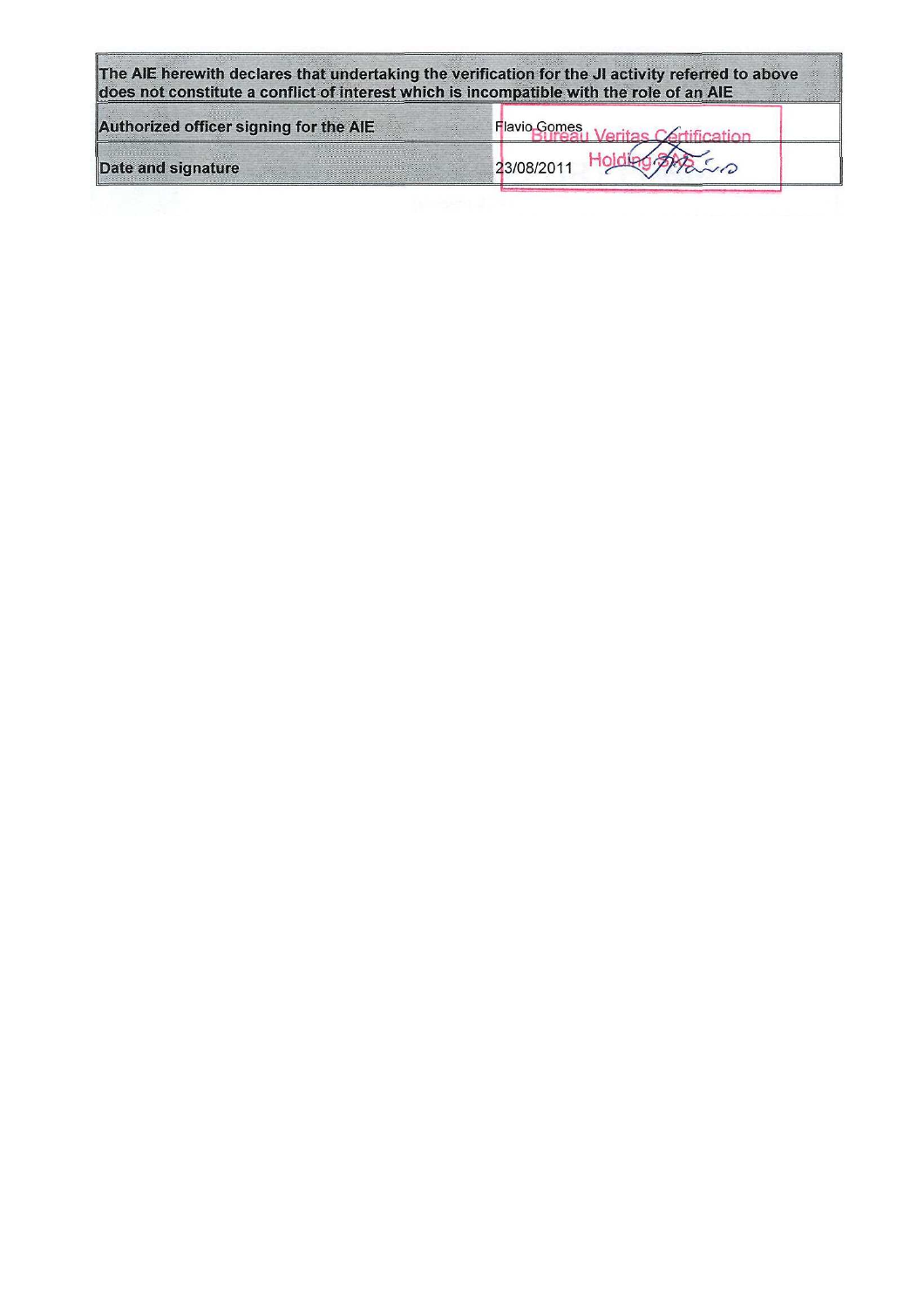| The AIE herewith declares that undertaking the verification for the JI activity referred to above does not constitute a conflict of interest which is incompatible with the role of an AIE | |
|---|---|
| Authorized officer signing for the AIE | Flavio Gomes |
| Date and signature | 23/08/2011 |

Bureau Veritas Certification Holding SAS